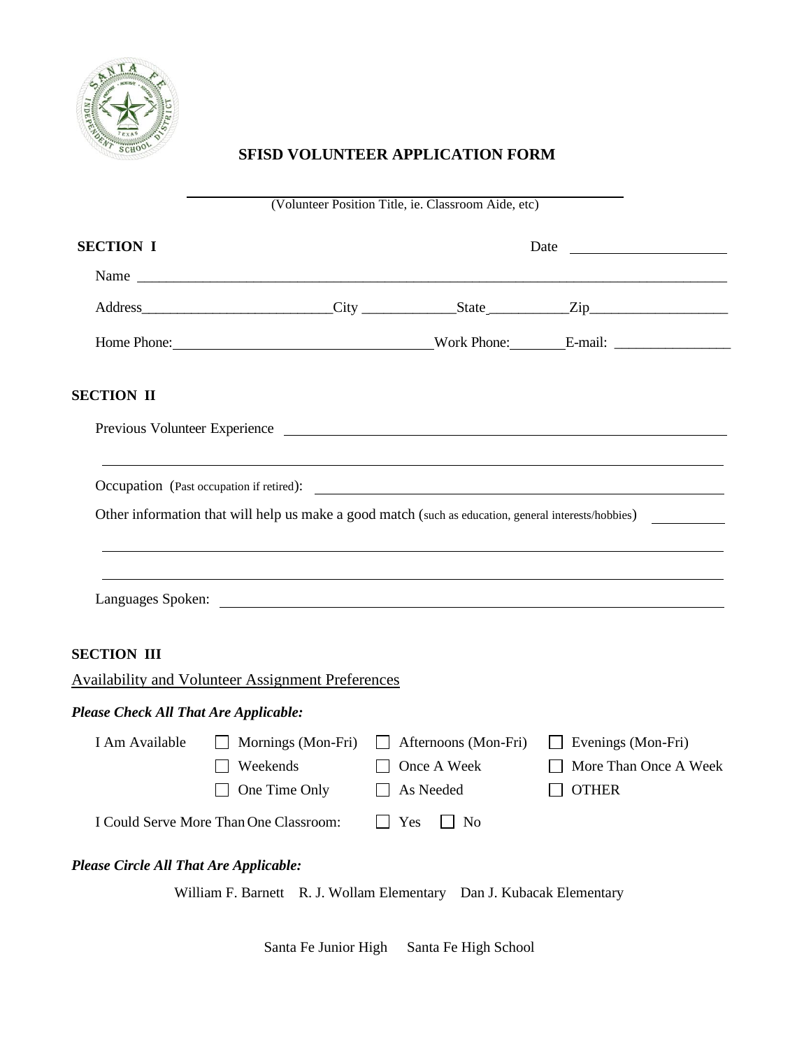# SFISD VOLUNTEER APPLICATION FORM

______________________________________________

(Volunteer Position Title, ie. Classroom Aide, etc)

**SECTION I** Date ____________________

Name ______________________________________________________________________________

Address__________________________City _____________State___________Zip___________________

Home Phone:___________________________________Work Phone:________E-mail: ________________

**SECTION II**

Previous Volunteer Experience ____________________________________________________________

______________________________________________________________________________

Occupation (Past occupation if retired): ____________________________________________________

Other information that will help us make a good match (such as education, general interests/hobbies) __________

______________________________________________________________________________

______________________________________________________________________________

Languages Spoken: ____________________________________________________________________

**SECTION III**

Availability and Volunteer Assignment Preferences

***Please Check All That Are Applicable:***

| | | | |
|---|---|---|---|
| I Am Available | ☐ Mornings (Mon-Fri) | ☐ Afternoons (Mon-Fri) | ☐ Evenings (Mon-Fri) |
| | ☐ Weekends | ☐ Once A Week | ☐ More Than Once A Week |
| | ☐ One Time Only | ☐ As Needed | ☐ OTHER |

I Could Serve More Than One Classroom: ☐ Yes ☐ No

***Please Circle All That Are Applicable:***

William F. Barnett R. J. Wollam Elementary Dan J. Kubacak Elementary

Santa Fe Junior High Santa Fe High School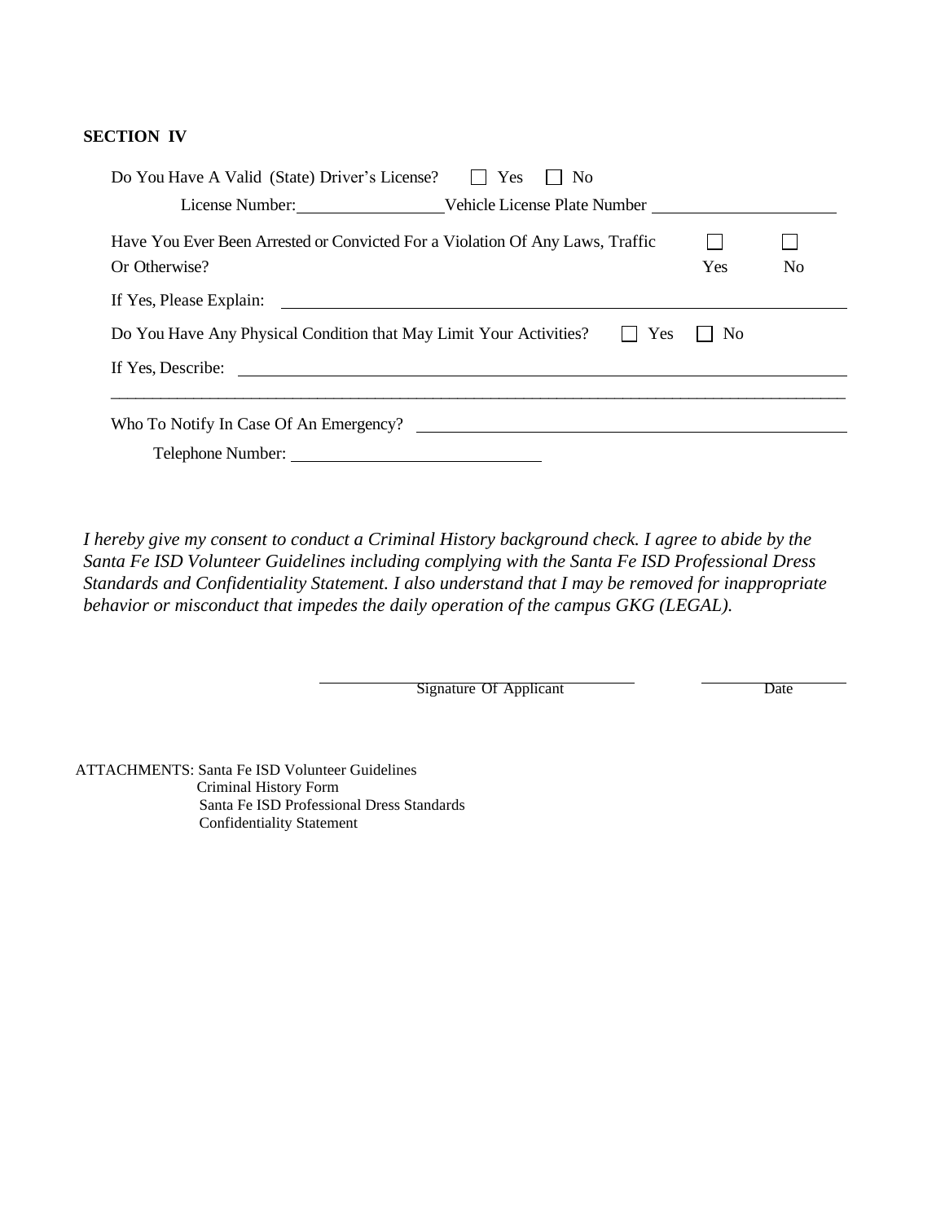**SECTION IV**

Do You Have A Valid (State) Driver's License? ☐ Yes ☐ No

License Number: ____________ Vehicle License Plate Number ____________

Have You Ever Been Arrested or Convicted For a Violation Of Any Laws, Traffic Or Otherwise? ☐ Yes ☐ No

If Yes, Please Explain: ____________________________________________

Do You Have Any Physical Condition that May Limit Your Activities? ☐ Yes ☐ No

If Yes, Describe: ____________________________________________

____________________________________________________________

Who To Notify In Case Of An Emergency? ____________________________

Telephone Number: ____________________

*I hereby give my consent to conduct a Criminal History background check. I agree to abide by the Santa Fe ISD Volunteer Guidelines including complying with the Santa Fe ISD Professional Dress Standards and Confidentiality Statement. I also understand that I may be removed for inappropriate behavior or misconduct that impedes the daily operation of the campus GKG (LEGAL).*

______________________________ ____________
Signature Of Applicant Date

ATTACHMENTS: Santa Fe ISD Volunteer Guidelines
Criminal History Form
Santa Fe ISD Professional Dress Standards
Confidentiality Statement